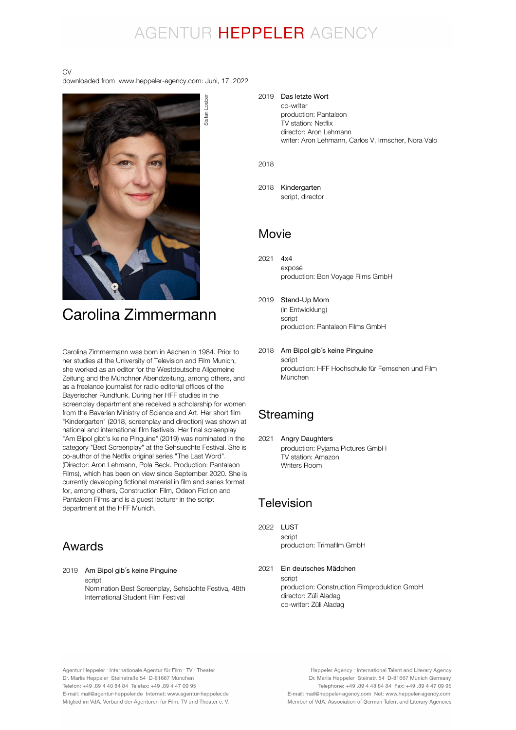# AGENTUR HEPPELER AGENCY

CV
downloaded from www.heppeler-agency.com: Juni, 17. 2022

Stefan Loeber

# Carolina Zimmermann

Carolina Zimmermann was born in Aachen in 1984. Prior to her studies at the University of Television and Film Munich, she worked as an editor for the Westdeutsche Allgemeine Zeitung and the Münchner Abendzeitung, among others, and as a freelance journalist for radio editorial offices of the Bayerischer Rundfunk. During her HFF studies in the screenplay department she received a scholarship for women from the Bavarian Ministry of Science and Art. Her short film "Kindergarten" (2018, screenplay and direction) was shown at national and international film festivals. Her final screenplay "Am Bipol gibt's keine Pinguine" (2019) was nominated in the category "Best Screenplay" at the Sehsuechte Festival. She is co-author of the Netflix original series "The Last Word". (Director: Aron Lehmann, Pola Beck. Production: Pantaleon Films), which has been on view since September 2020. She is currently developing fictional material in film and series format for, among others, Construction Film, Odeon Fiction and Pantaleon Films and is a guest lecturer in the script department at the HFF Munich.

## Awards

2019 Am Bipol gib´s keine Pinguine
script
Nomination Best Screenplay, Sehsüchte Festiva, 48th International Student Film Festival

2019 Das letzte Wort
co-writer
production: Pantaleon
TV station: Netflix
director: Aron Lehmann
writer: Aron Lehmann, Carlos V. Irmscher, Nora Valo

2018

2018 Kindergarten
script, director

## Movie

2021 4x4
exposé
production: Bon Voyage Films GmbH

2019 Stand-Up Mom
(in Entwicklung)
script
production: Pantaleon Films GmbH

2018 Am Bipol gib´s keine Pinguine
script
production: HFF Hochschule für Fernsehen und Film München

## Streaming

2021 Angry Daughters
production: Pyjama Pictures GmbH
TV station: Amazon
Writers Room

## Television

2022 LUST
script
production: Trimafilm GmbH

2021 Ein deutsches Mädchen
script
production: Construction Filmproduktion GmbH
director: Züli Aladag
co-writer: Züli Aladag

Agentur Heppeler · Internationale Agentur für Film · TV · Theater
Dr. Marlis Heppeler Steinstraße 54 D-81667 München
Telefon: +49 .89 4 48 84 84 Telefax: +49 .89 4 47 09 95
E-mail: mail@agentur-heppeler.de Internet: www.agentur-heppeler.de
Mitglied im VdA, Verband der Agenturen für Film, TV und Theater e. V.

Heppeler Agency · International Talent and Literary Agency
Dr. Marlis Heppeler Steinstr. 54 D-81667 Munich Germany
Telephone: +49 .89 4 48 84 84 Fax: +49 .89 4 47 09 95
E-mail: mail@heppeler-agency.com Net: www.heppeler-agency.com
Member of VdA, Association of German Talent and Literary Agencies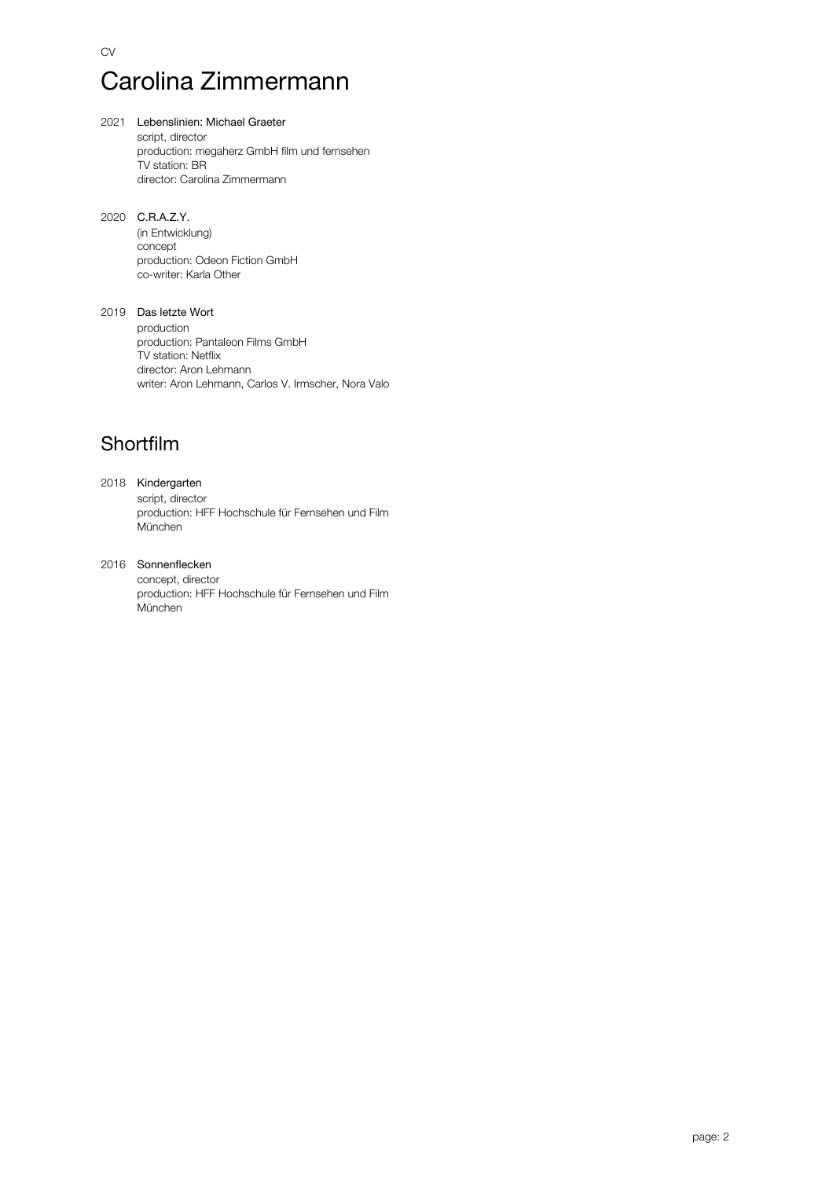CV

# Carolina Zimmermann

2021 **Lebenslinien: Michael Graeter**
script, director
production: megaherz GmbH film und fernsehen
TV station: BR
director: Carolina Zimmermann

2020 **C.R.A.Z.Y.**
(in Entwicklung)
concept
production: Odeon Fiction GmbH
co-writer: Karla Other

2019 **Das letzte Wort**
production
production: Pantaleon Films GmbH
TV station: Netflix
director: Aron Lehmann
writer: Aron Lehmann, Carlos V. Irmscher, Nora Valo

## Shortfilm

2018 **Kindergarten**
script, director
production: HFF Hochschule für Fernsehen und Film München

2016 **Sonnenflecken**
concept, director
production: HFF Hochschule für Fernsehen und Film München